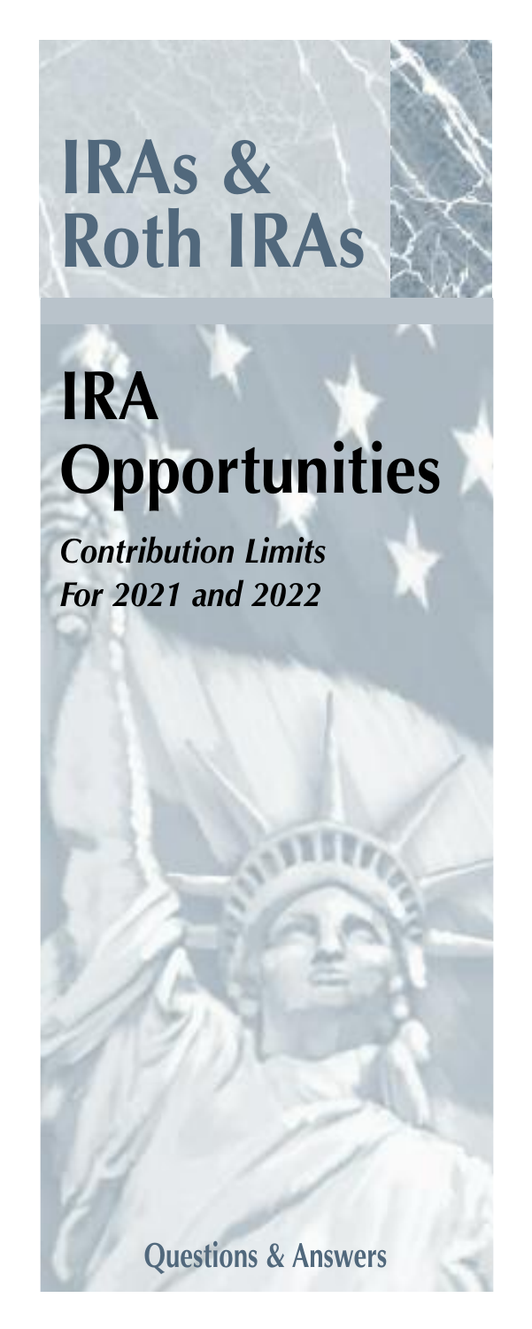# IRAs & Roth IRAs

# IRA Opportunities

***Contribution Limits For 2021 and 2022***

**Questions & Answers**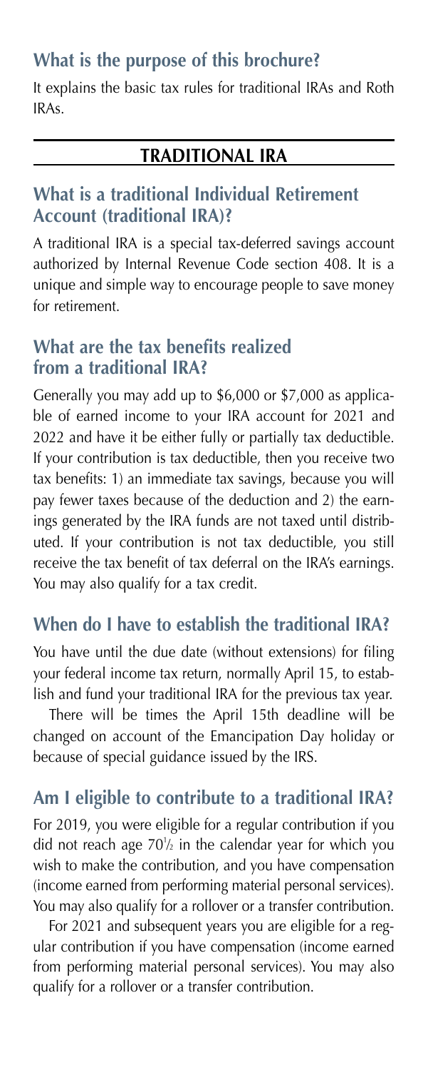## What is the purpose of this brochure?

It explains the basic tax rules for traditional IRAs and Roth IRAs.

## TRADITIONAL IRA

### What is a traditional Individual Retirement Account (traditional IRA)?

A traditional IRA is a special tax-deferred savings account authorized by Internal Revenue Code section 408. It is a unique and simple way to encourage people to save money for retirement.

### What are the tax benefits realized from a traditional IRA?

Generally you may add up to $6,000 or $7,000 as applicable of earned income to your IRA account for 2021 and 2022 and have it be either fully or partially tax deductible. If your contribution is tax deductible, then you receive two tax benefits: 1) an immediate tax savings, because you will pay fewer taxes because of the deduction and 2) the earnings generated by the IRA funds are not taxed until distributed. If your contribution is not tax deductible, you still receive the tax benefit of tax deferral on the IRA's earnings. You may also qualify for a tax credit.

### When do I have to establish the traditional IRA?

You have until the due date (without extensions) for filing your federal income tax return, normally April 15, to establish and fund your traditional IRA for the previous tax year.

There will be times the April 15th deadline will be changed on account of the Emancipation Day holiday or because of special guidance issued by the IRS.

### Am I eligible to contribute to a traditional IRA?

For 2019, you were eligible for a regular contribution if you did not reach age 70½ in the calendar year for which you wish to make the contribution, and you have compensation (income earned from performing material personal services). You may also qualify for a rollover or a transfer contribution.

For 2021 and subsequent years you are eligible for a regular contribution if you have compensation (income earned from performing material personal services). You may also qualify for a rollover or a transfer contribution.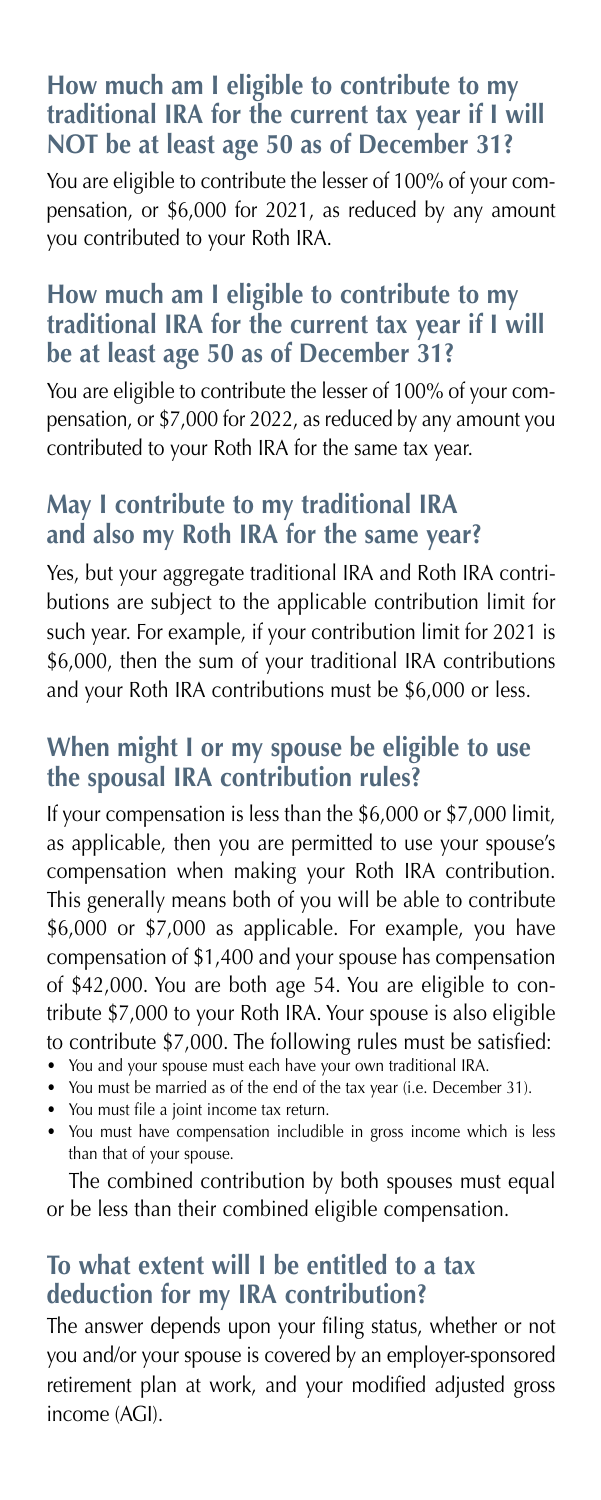## How much am I eligible to contribute to my traditional IRA for the current tax year if I will NOT be at least age 50 as of December 31?

You are eligible to contribute the lesser of 100% of your compensation, or $6,000 for 2021, as reduced by any amount you contributed to your Roth IRA.

## How much am I eligible to contribute to my traditional IRA for the current tax year if I will be at least age 50 as of December 31?

You are eligible to contribute the lesser of 100% of your compensation, or $7,000 for 2022, as reduced by any amount you contributed to your Roth IRA for the same tax year.

## May I contribute to my traditional IRA and also my Roth IRA for the same year?

Yes, but your aggregate traditional IRA and Roth IRA contributions are subject to the applicable contribution limit for such year. For example, if your contribution limit for 2021 is $6,000, then the sum of your traditional IRA contributions and your Roth IRA contributions must be $6,000 or less.

## When might I or my spouse be eligible to use the spousal IRA contribution rules?

If your compensation is less than the $6,000 or $7,000 limit, as applicable, then you are permitted to use your spouse's compensation when making your Roth IRA contribution. This generally means both of you will be able to contribute $6,000 or $7,000 as applicable. For example, you have compensation of $1,400 and your spouse has compensation of $42,000. You are both age 54. You are eligible to contribute $7,000 to your Roth IRA. Your spouse is also eligible to contribute $7,000. The following rules must be satisfied:

- You and your spouse must each have your own traditional IRA.
- You must be married as of the end of the tax year (i.e. December 31).
- You must file a joint income tax return.
- You must have compensation includible in gross income which is less than that of your spouse.

The combined contribution by both spouses must equal or be less than their combined eligible compensation.

## To what extent will I be entitled to a tax deduction for my IRA contribution?

The answer depends upon your filing status, whether or not you and/or your spouse is covered by an employer-sponsored retirement plan at work, and your modified adjusted gross income (AGI).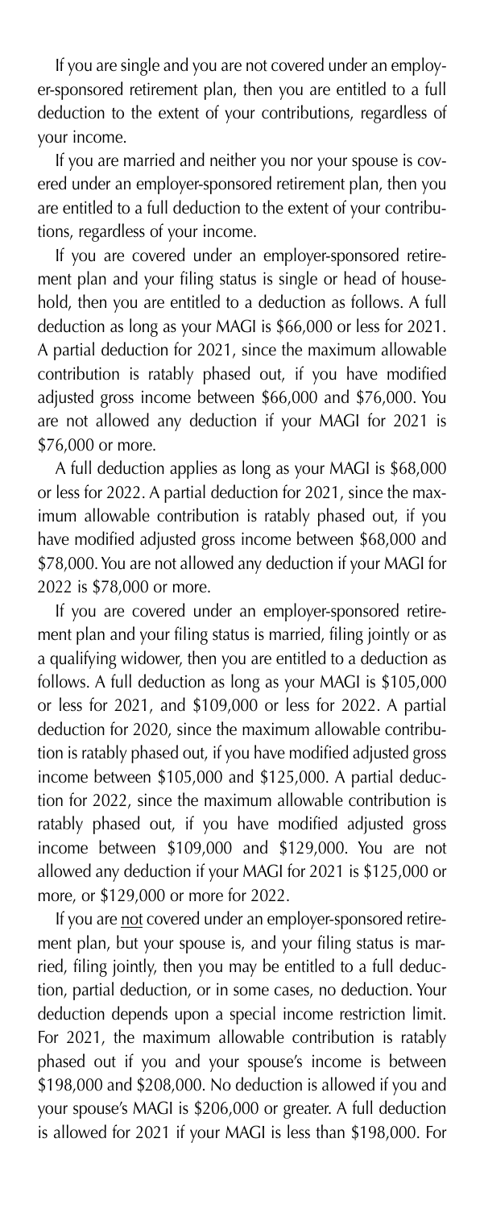If you are single and you are not covered under an employer-sponsored retirement plan, then you are entitled to a full deduction to the extent of your contributions, regardless of your income.

If you are married and neither you nor your spouse is covered under an employer-sponsored retirement plan, then you are entitled to a full deduction to the extent of your contributions, regardless of your income.

If you are covered under an employer-sponsored retirement plan and your filing status is single or head of household, then you are entitled to a deduction as follows. A full deduction as long as your MAGI is $66,000 or less for 2021. A partial deduction for 2021, since the maximum allowable contribution is ratably phased out, if you have modified adjusted gross income between $66,000 and $76,000. You are not allowed any deduction if your MAGI for 2021 is $76,000 or more.

A full deduction applies as long as your MAGI is $68,000 or less for 2022. A partial deduction for 2021, since the maximum allowable contribution is ratably phased out, if you have modified adjusted gross income between $68,000 and $78,000. You are not allowed any deduction if your MAGI for 2022 is $78,000 or more.

If you are covered under an employer-sponsored retirement plan and your filing status is married, filing jointly or as a qualifying widower, then you are entitled to a deduction as follows. A full deduction as long as your MAGI is $105,000 or less for 2021, and $109,000 or less for 2022. A partial deduction for 2020, since the maximum allowable contribution is ratably phased out, if you have modified adjusted gross income between $105,000 and $125,000. A partial deduction for 2022, since the maximum allowable contribution is ratably phased out, if you have modified adjusted gross income between $109,000 and $129,000. You are not allowed any deduction if your MAGI for 2021 is $125,000 or more, or $129,000 or more for 2022.

If you are <u>not</u> covered under an employer-sponsored retirement plan, but your spouse is, and your filing status is married, filing jointly, then you may be entitled to a full deduction, partial deduction, or in some cases, no deduction. Your deduction depends upon a special income restriction limit. For 2021, the maximum allowable contribution is ratably phased out if you and your spouse's income is between $198,000 and $208,000. No deduction is allowed if you and your spouse's MAGI is $206,000 or greater. A full deduction is allowed for 2021 if your MAGI is less than $198,000. For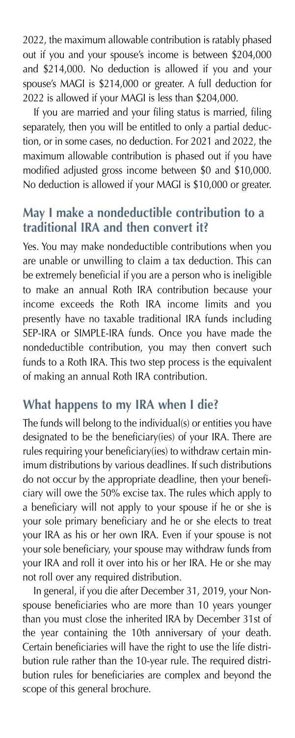2022, the maximum allowable contribution is ratably phased out if you and your spouse's income is between $204,000 and $214,000. No deduction is allowed if you and your spouse's MAGI is $214,000 or greater. A full deduction for 2022 is allowed if your MAGI is less than $204,000.

If you are married and your filing status is married, filing separately, then you will be entitled to only a partial deduction, or in some cases, no deduction. For 2021 and 2022, the maximum allowable contribution is phased out if you have modified adjusted gross income between $0 and $10,000. No deduction is allowed if your MAGI is $10,000 or greater.

## May I make a nondeductible contribution to a traditional IRA and then convert it?

Yes. You may make nondeductible contributions when you are unable or unwilling to claim a tax deduction. This can be extremely beneficial if you are a person who is ineligible to make an annual Roth IRA contribution because your income exceeds the Roth IRA income limits and you presently have no taxable traditional IRA funds including SEP-IRA or SIMPLE-IRA funds. Once you have made the nondeductible contribution, you may then convert such funds to a Roth IRA. This two step process is the equivalent of making an annual Roth IRA contribution.

## What happens to my IRA when I die?

The funds will belong to the individual(s) or entities you have designated to be the beneficiary(ies) of your IRA. There are rules requiring your beneficiary(ies) to withdraw certain minimum distributions by various deadlines. If such distributions do not occur by the appropriate deadline, then your beneficiary will owe the 50% excise tax. The rules which apply to a beneficiary will not apply to your spouse if he or she is your sole primary beneficiary and he or she elects to treat your IRA as his or her own IRA. Even if your spouse is not your sole beneficiary, your spouse may withdraw funds from your IRA and roll it over into his or her IRA. He or she may not roll over any required distribution.

In general, if you die after December 31, 2019, your Non-spouse beneficiaries who are more than 10 years younger than you must close the inherited IRA by December 31st of the year containing the 10th anniversary of your death. Certain beneficiaries will have the right to use the life distribution rule rather than the 10-year rule. The required distribution rules for beneficiaries are complex and beyond the scope of this general brochure.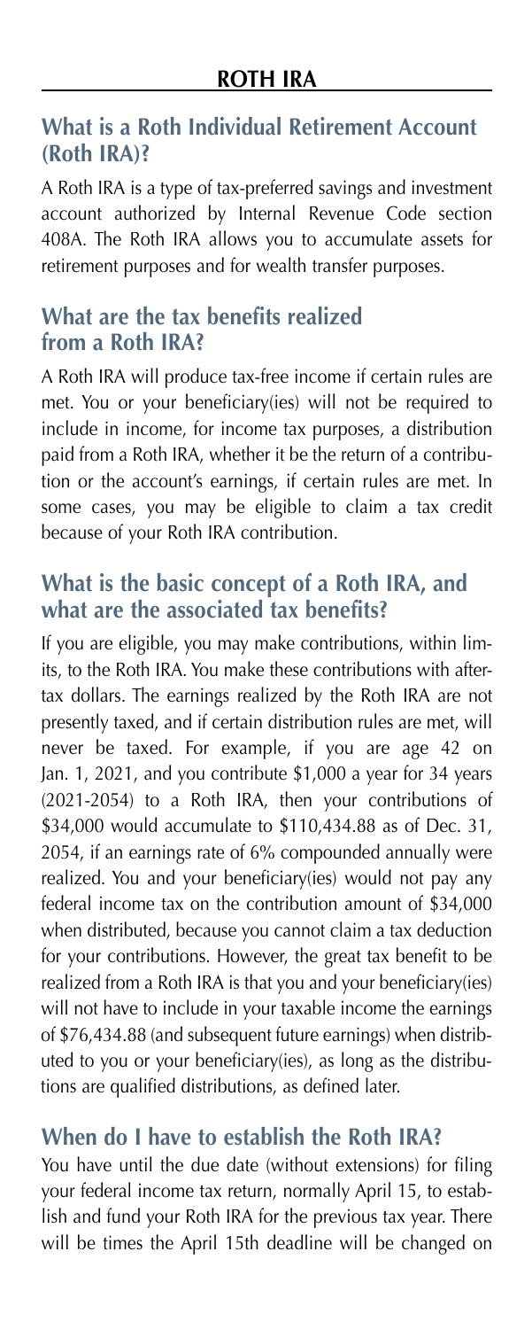## ROTH IRA

### What is a Roth Individual Retirement Account (Roth IRA)?

A Roth IRA is a type of tax-preferred savings and investment account authorized by Internal Revenue Code section 408A. The Roth IRA allows you to accumulate assets for retirement purposes and for wealth transfer purposes.

### What are the tax benefits realized from a Roth IRA?

A Roth IRA will produce tax-free income if certain rules are met. You or your beneficiary(ies) will not be required to include in income, for income tax purposes, a distribution paid from a Roth IRA, whether it be the return of a contribution or the account's earnings, if certain rules are met. In some cases, you may be eligible to claim a tax credit because of your Roth IRA contribution.

### What is the basic concept of a Roth IRA, and what are the associated tax benefits?

If you are eligible, you may make contributions, within limits, to the Roth IRA. You make these contributions with after-tax dollars. The earnings realized by the Roth IRA are not presently taxed, and if certain distribution rules are met, will never be taxed. For example, if you are age 42 on Jan. 1, 2021, and you contribute $1,000 a year for 34 years (2021-2054) to a Roth IRA, then your contributions of $34,000 would accumulate to $110,434.88 as of Dec. 31, 2054, if an earnings rate of 6% compounded annually were realized. You and your beneficiary(ies) would not pay any federal income tax on the contribution amount of $34,000 when distributed, because you cannot claim a tax deduction for your contributions. However, the great tax benefit to be realized from a Roth IRA is that you and your beneficiary(ies) will not have to include in your taxable income the earnings of $76,434.88 (and subsequent future earnings) when distributed to you or your beneficiary(ies), as long as the distributions are qualified distributions, as defined later.

### When do I have to establish the Roth IRA?

You have until the due date (without extensions) for filing your federal income tax return, normally April 15, to establish and fund your Roth IRA for the previous tax year. There will be times the April 15th deadline will be changed on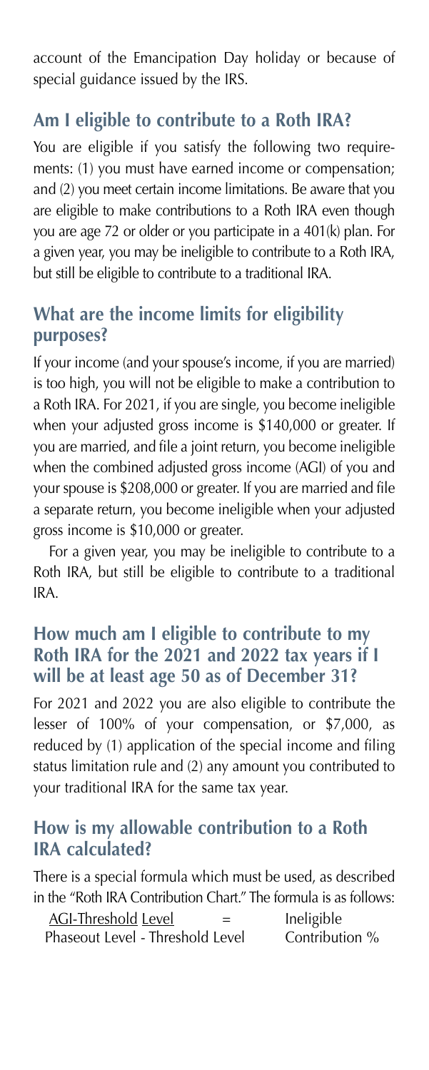account of the Emancipation Day holiday or because of special guidance issued by the IRS.

## Am I eligible to contribute to a Roth IRA?

You are eligible if you satisfy the following two requirements: (1) you must have earned income or compensation; and (2) you meet certain income limitations. Be aware that you are eligible to make contributions to a Roth IRA even though you are age 72 or older or you participate in a 401(k) plan. For a given year, you may be ineligible to contribute to a Roth IRA, but still be eligible to contribute to a traditional IRA.

## What are the income limits for eligibility purposes?

If your income (and your spouse's income, if you are married) is too high, you will not be eligible to make a contribution to a Roth IRA. For 2021, if you are single, you become ineligible when your adjusted gross income is $140,000 or greater. If you are married, and file a joint return, you become ineligible when the combined adjusted gross income (AGI) of you and your spouse is $208,000 or greater. If you are married and file a separate return, you become ineligible when your adjusted gross income is $10,000 or greater.

For a given year, you may be ineligible to contribute to a Roth IRA, but still be eligible to contribute to a traditional IRA.

## How much am I eligible to contribute to my Roth IRA for the 2021 and 2022 tax years if I will be at least age 50 as of December 31?

For 2021 and 2022 you are also eligible to contribute the lesser of 100% of your compensation, or $7,000, as reduced by (1) application of the special income and filing status limitation rule and (2) any amount you contributed to your traditional IRA for the same tax year.

## How is my allowable contribution to a Roth IRA calculated?

There is a special formula which must be used, as described in the "Roth IRA Contribution Chart." The formula is as follows:

$$\frac{\text{AGI-Threshold Level}}{\text{Phaseout Level - Threshold Level}} = \text{Ineligible Contribution \%}$$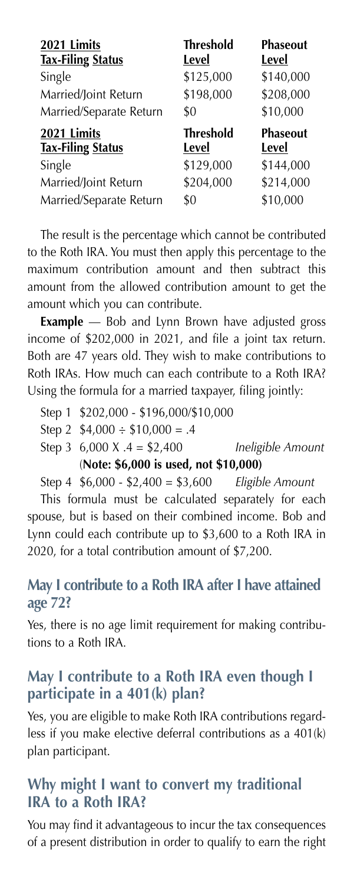| 2021 Limits<br>Tax-Filing Status | Threshold<br>Level | Phaseout<br>Level |
|---|---|---|
| Single | \$125,000 | \$140,000 |
| Married/Joint Return | \$198,000 | \$208,000 |
| Married/Separate Return | \$0 | \$10,000 |

| 2021 Limits<br>Tax-Filing Status | Threshold<br>Level | Phaseout<br>Level |
|---|---|---|
| Single | \$129,000 | \$144,000 |
| Married/Joint Return | \$204,000 | \$214,000 |
| Married/Separate Return | \$0 | \$10,000 |

The result is the percentage which cannot be contributed to the Roth IRA. You must then apply this percentage to the maximum contribution amount and then subtract this amount from the allowed contribution amount to get the amount which you can contribute.

**Example** — Bob and Lynn Brown have adjusted gross income of \$202,000 in 2021, and file a joint tax return. Both are 47 years old. They wish to make contributions to Roth IRAs. How much can each contribute to a Roth IRA? Using the formula for a married taxpayer, filing jointly:

Step 1 \$202,000 - \$196,000/\$10,000

Step 2 \$4,000 ÷ \$10,000 = .4

Step 3 6,000 X .4 = \$2,400 *Ineligible Amount*

(**Note: \$6,000 is used, not \$10,000)**

Step 4 \$6,000 - \$2,400 = \$3,600 *Eligible Amount*

This formula must be calculated separately for each spouse, but is based on their combined income. Bob and Lynn could each contribute up to \$3,600 to a Roth IRA in 2020, for a total contribution amount of \$7,200.

## May I contribute to a Roth IRA after I have attained age 72?

Yes, there is no age limit requirement for making contributions to a Roth IRA.

## May I contribute to a Roth IRA even though I participate in a 401(k) plan?

Yes, you are eligible to make Roth IRA contributions regardless if you make elective deferral contributions as a 401(k) plan participant.

## Why might I want to convert my traditional IRA to a Roth IRA?

You may find it advantageous to incur the tax consequences of a present distribution in order to qualify to earn the right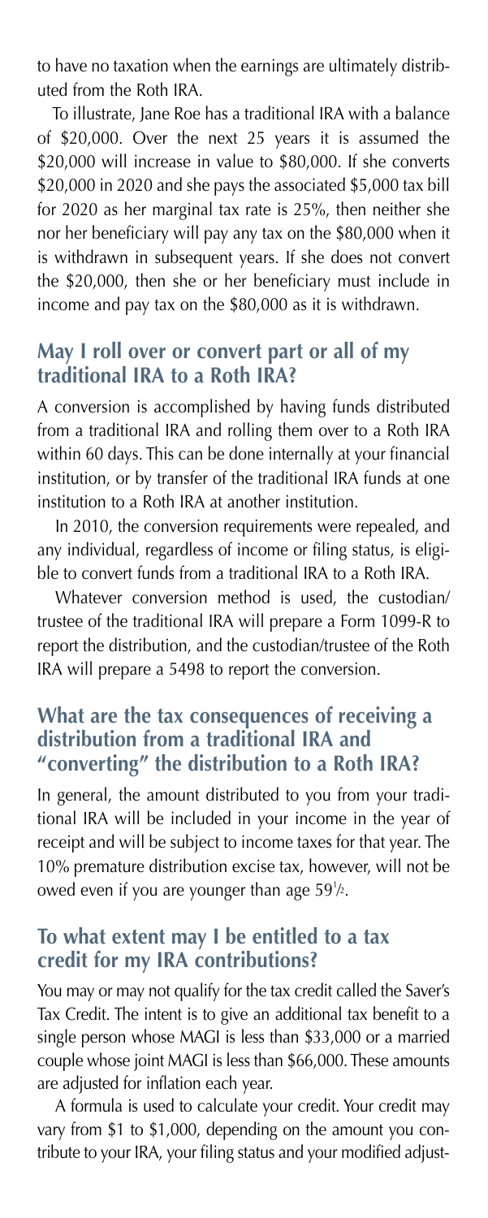to have no taxation when the earnings are ultimately distributed from the Roth IRA.

To illustrate, Jane Roe has a traditional IRA with a balance of $20,000. Over the next 25 years it is assumed the $20,000 will increase in value to $80,000. If she converts $20,000 in 2020 and she pays the associated $5,000 tax bill for 2020 as her marginal tax rate is 25%, then neither she nor her beneficiary will pay any tax on the $80,000 when it is withdrawn in subsequent years. If she does not convert the $20,000, then she or her beneficiary must include in income and pay tax on the $80,000 as it is withdrawn.

## May I roll over or convert part or all of my traditional IRA to a Roth IRA?

A conversion is accomplished by having funds distributed from a traditional IRA and rolling them over to a Roth IRA within 60 days. This can be done internally at your financial institution, or by transfer of the traditional IRA funds at one institution to a Roth IRA at another institution.

In 2010, the conversion requirements were repealed, and any individual, regardless of income or filing status, is eligible to convert funds from a traditional IRA to a Roth IRA.

Whatever conversion method is used, the custodian/trustee of the traditional IRA will prepare a Form 1099-R to report the distribution, and the custodian/trustee of the Roth IRA will prepare a 5498 to report the conversion.

## What are the tax consequences of receiving a distribution from a traditional IRA and "converting" the distribution to a Roth IRA?

In general, the amount distributed to you from your traditional IRA will be included in your income in the year of receipt and will be subject to income taxes for that year. The 10% premature distribution excise tax, however, will not be owed even if you are younger than age 59½.

## To what extent may I be entitled to a tax credit for my IRA contributions?

You may or may not qualify for the tax credit called the Saver's Tax Credit. The intent is to give an additional tax benefit to a single person whose MAGI is less than $33,000 or a married couple whose joint MAGI is less than $66,000. These amounts are adjusted for inflation each year.

A formula is used to calculate your credit. Your credit may vary from $1 to $1,000, depending on the amount you contribute to your IRA, your filing status and your modified adjust-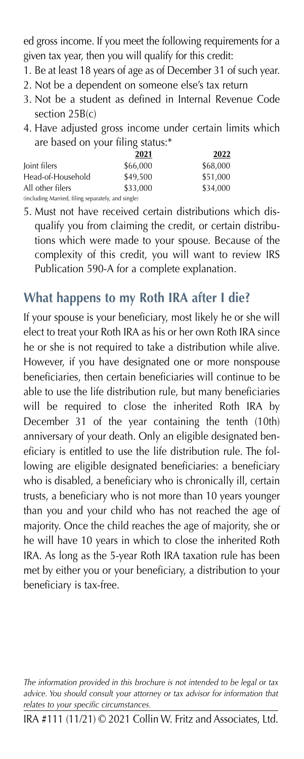ed gross income. If you meet the following requirements for a given tax year, then you will qualify for this credit:

1. Be at least 18 years of age as of December 31 of such year.
2. Not be a dependent on someone else's tax return
3. Not be a student as defined in Internal Revenue Code section 25B(c)
4. Have adjusted gross income under certain limits which are based on your filing status:*

| | 2021 | 2022 |
|---|---|---|
| Joint filers | $66,000 | $68,000 |
| Head-of-Household | $49,500 | $51,000 |
| All other filers | $33,000 | $34,000 |

(including Married, filing separately, and single)

5. Must not have received certain distributions which disqualify you from claiming the credit, or certain distributions which were made to your spouse. Because of the complexity of this credit, you will want to review IRS Publication 590-A for a complete explanation.

## What happens to my Roth IRA after I die?

If your spouse is your beneficiary, most likely he or she will elect to treat your Roth IRA as his or her own Roth IRA since he or she is not required to take a distribution while alive. However, if you have designated one or more nonspouse beneficiaries, then certain beneficiaries will continue to be able to use the life distribution rule, but many beneficiaries will be required to close the inherited Roth IRA by December 31 of the year containing the tenth (10th) anniversary of your death. Only an eligible designated beneficiary is entitled to use the life distribution rule. The following are eligible designated beneficiaries: a beneficiary who is disabled, a beneficiary who is chronically ill, certain trusts, a beneficiary who is not more than 10 years younger than you and your child who has not reached the age of majority. Once the child reaches the age of majority, she or he will have 10 years in which to close the inherited Roth IRA. As long as the 5-year Roth IRA taxation rule has been met by either you or your beneficiary, a distribution to your beneficiary is tax-free.

*The information provided in this brochure is not intended to be legal or tax advice. You should consult your attorney or tax advisor for information that relates to your specific circumstances.*

IRA #111 (11/21) © 2021 Collin W. Fritz and Associates, Ltd.